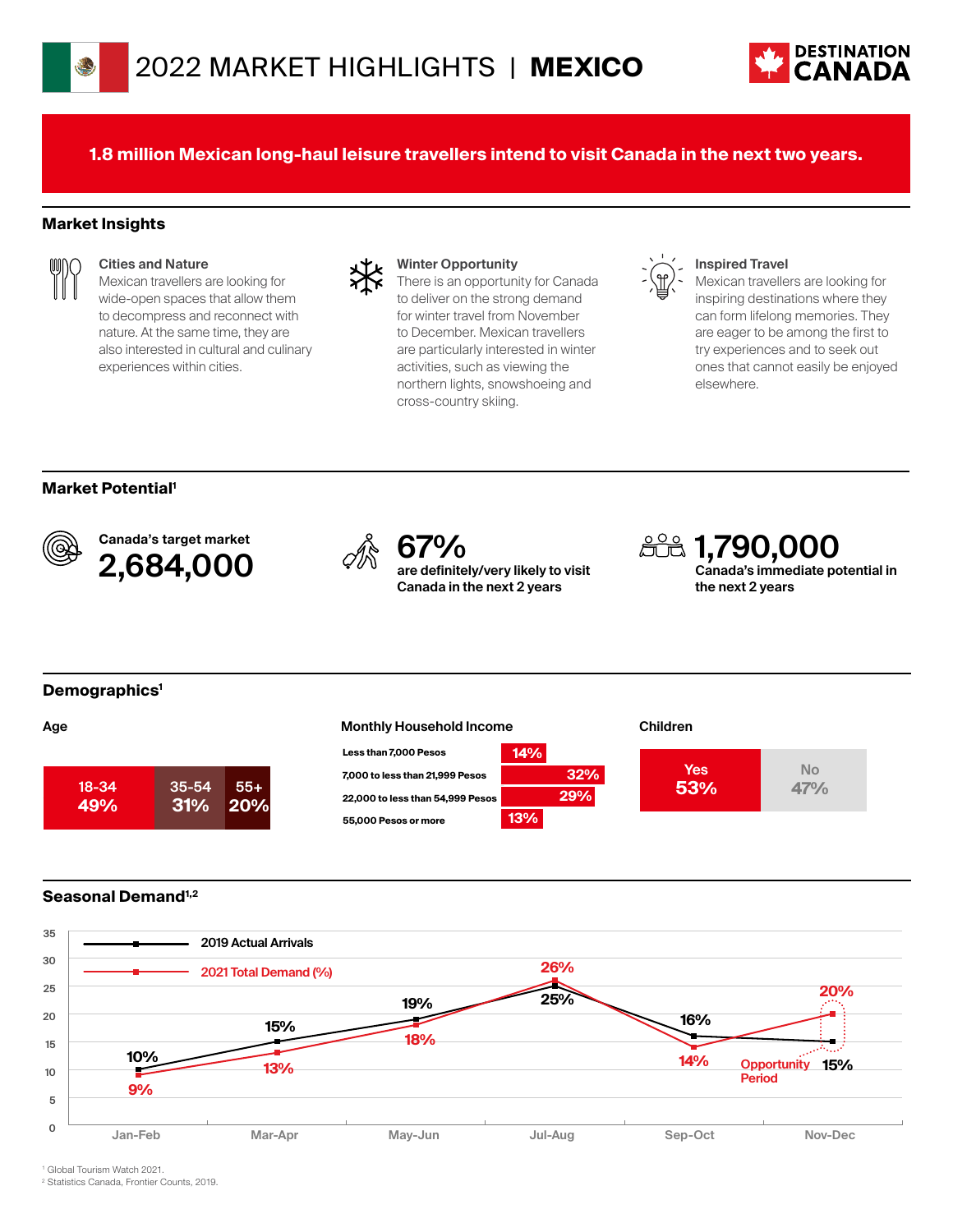# 2022 MARKET HIGHLIGHTS | MEXICO

DESTINATION CANADA

**1.8 million Mexican long-haul leisure travellers intend to visit Canada in the next two years.**

## Market Insights

**Cities and Nature**
Mexican travellers are looking for wide-open spaces that allow them to decompress and reconnect with nature. At the same time, they are also interested in cultural and culinary experiences within cities.

**Winter Opportunity**
There is an opportunity for Canada to deliver on the strong demand for winter travel from November to December. Mexican travellers are particularly interested in winter activities, such as viewing the northern lights, snowshoeing and cross-country skiing.

**Inspired Travel**
Mexican travellers are looking for inspiring destinations where they can form lifelong memories. They are eager to be among the first to try experiences and to seek out ones that cannot easily be enjoyed elsewhere.

## Market Potential[1]

**Canada's target market**
**2,684,000**

**67%**
**are definitely/very likely to visit Canada in the next 2 years**

**1,790,000**
**Canada's immediate potential in the next 2 years**

## Demographics[1]

**Age**

| 18-34 | 35-54 | 55+ |
|---|---|---|
| 49% | 31% | 20% |

**Monthly Household Income**

| Income | % |
|---|---|
| Less than 7,000 Pesos | 14% |
| 7,000 to less than 21,999 Pesos | 32% |
| 22,000 to less than 54,999 Pesos | 29% |
| 55,000 Pesos or more | 13% |

**Children**

| Yes | No |
|---|---|
| 53% | 47% |

## Seasonal Demand[1,2]

| | Jan-Feb | Mar-Apr | May-Jun | Jul-Aug | Sep-Oct | Nov-Dec |
|---|---|---|---|---|---|---|
| 2019 Actual Arrivals | 10% | 15% | 19% | 25% | 16% | 15% |
| 2021 Total Demand (%) | 9% | 13% | 18% | 26% | 14% | 20% |

Opportunity Period (Nov-Dec)

[1] Global Tourism Watch 2021.
[2] Statistics Canada, Frontier Counts, 2019.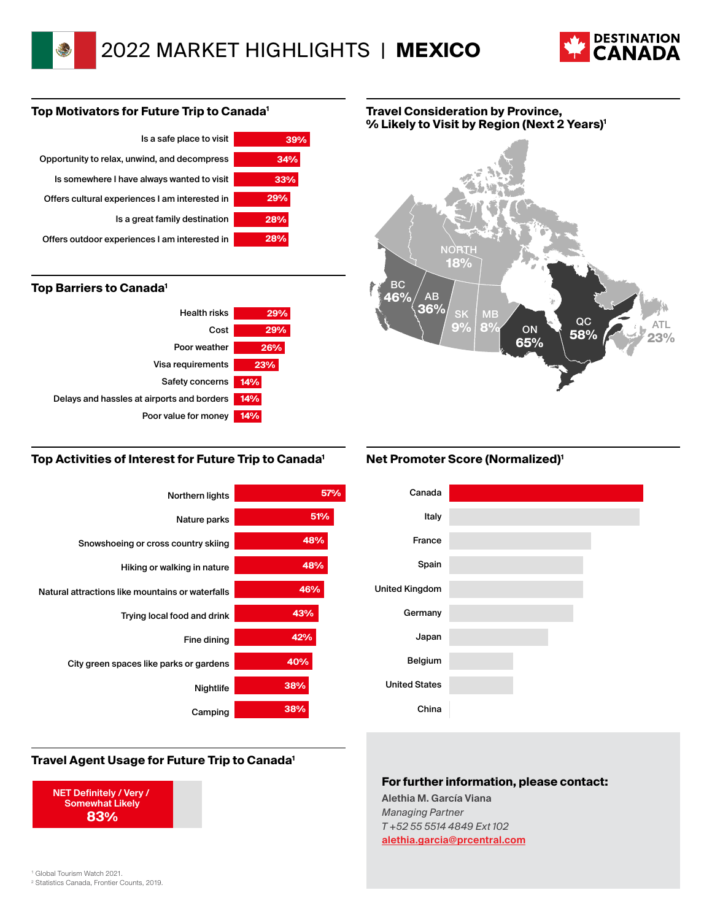# 2022 MARKET HIGHLIGHTS | MEXICO

DESTINATION CANADA

## Top Motivators for Future Trip to Canada[1]

Is a safe place to visit 39%
Opportunity to relax, unwind, and decompress 34%
Is somewhere I have always wanted to visit 33%
Offers cultural experiences I am interested in 29%
Is a great family destination 28%
Offers outdoor experiences I am interested in 28%

## Travel Consideration by Province, % Likely to Visit by Region (Next 2 Years)[1]

NORTH 18%
BC 46%
AB 36%
SK 9%
MB 8%
ON 65%
QC 58%
ATL 23%

## Top Barriers to Canada[1]

Health risks 29%
Cost 29%
Poor weather 26%
Visa requirements 23%
Safety concerns 14%
Delays and hassles at airports and borders 14%
Poor value for money 14%

## Top Activities of Interest for Future Trip to Canada[1]

Northern lights 57%
Nature parks 51%
Snowshoeing or cross country skiing 48%
Hiking or walking in nature 48%
Natural attractions like mountains or waterfalls 46%
Trying local food and drink 43%
Fine dining 42%
City green spaces like parks or gardens 40%
Nightlife 38%
Camping 38%

## Net Promoter Score (Normalized)[1]

Canada
Italy
France
Spain
United Kingdom
Germany
Japan
Belgium
United States
China

## Travel Agent Usage for Future Trip to Canada[1]

NET Definitely / Very / Somewhat Likely
83%

**For further information, please contact:**

**Alethia M. García Viana**
*Managing Partner*
*T +52 55 5514 4849 Ext 102*
alethia.garcia@prcentral.com

[1] Global Tourism Watch 2021.
[2] Statistics Canada, Frontier Counts, 2019.